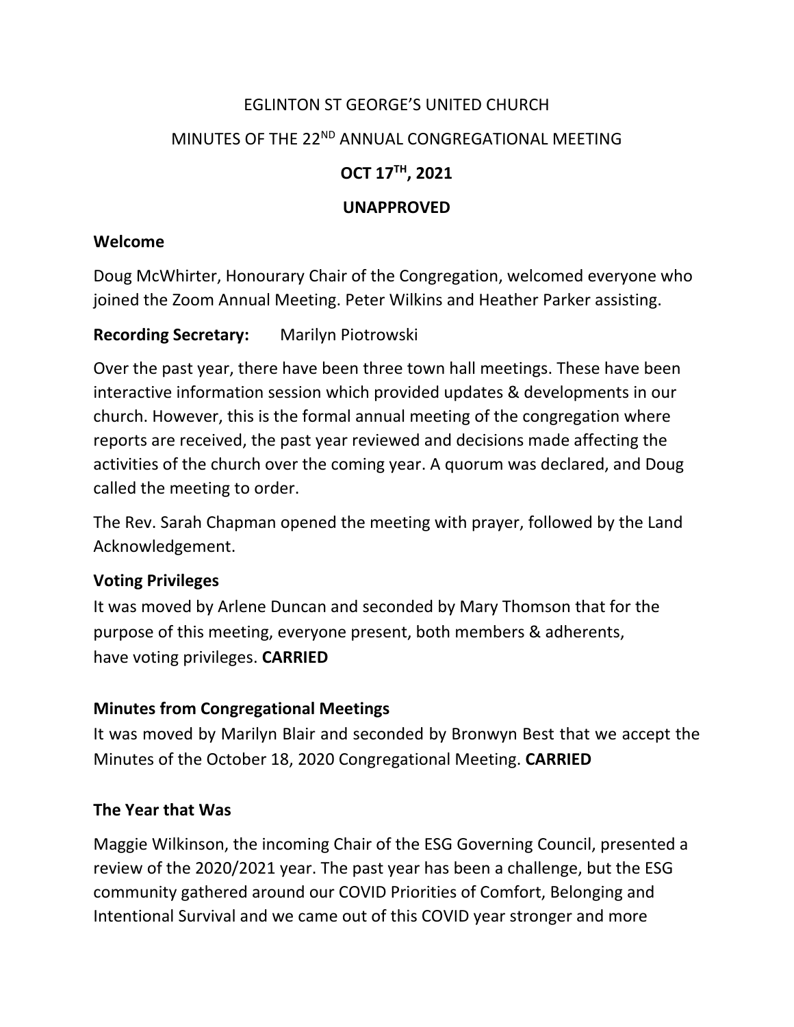EGLINTON ST GEORGE'S UNITED CHURCH

MINUTES OF THE 22ND ANNUAL CONGREGATIONAL MEETING

**OCT 17TH, 2021**

**UNAPPROVED**

### Welcome

Doug McWhirter, Honourary Chair of the Congregation, welcomed everyone who joined the Zoom Annual Meeting. Peter Wilkins and Heather Parker assisting.

**Recording Secretary:** Marilyn Piotrowski

Over the past year, there have been three town hall meetings. These have been interactive information session which provided updates & developments in our church. However, this is the formal annual meeting of the congregation where reports are received, the past year reviewed and decisions made affecting the activities of the church over the coming year. A quorum was declared, and Doug called the meeting to order.

The Rev. Sarah Chapman opened the meeting with prayer, followed by the Land Acknowledgement.

### Voting Privileges

It was moved by Arlene Duncan and seconded by Mary Thomson that for the purpose of this meeting, everyone present, both members & adherents, have voting privileges. **CARRIED**

### Minutes from Congregational Meetings

It was moved by Marilyn Blair and seconded by Bronwyn Best that we accept the Minutes of the October 18, 2020 Congregational Meeting. **CARRIED**

### The Year that Was

Maggie Wilkinson, the incoming Chair of the ESG Governing Council, presented a review of the 2020/2021 year. The past year has been a challenge, but the ESG community gathered around our COVID Priorities of Comfort, Belonging and Intentional Survival and we came out of this COVID year stronger and more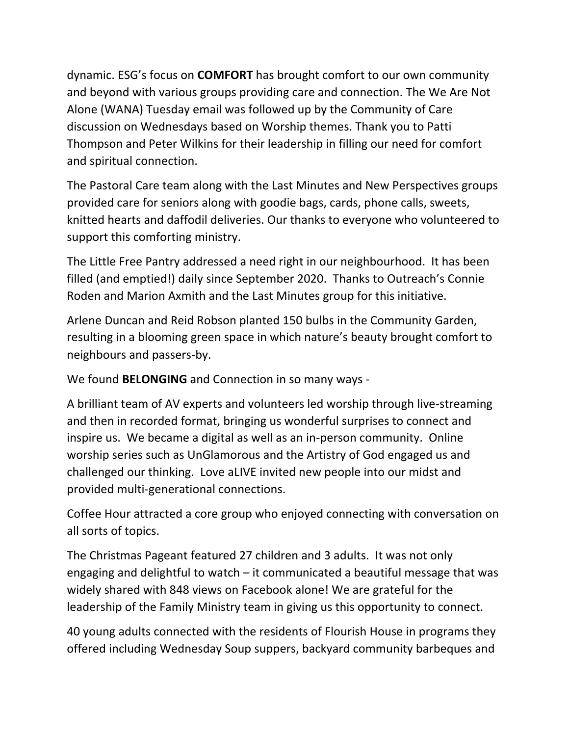dynamic. ESG's focus on **COMFORT** has brought comfort to our own community and beyond with various groups providing care and connection. The We Are Not Alone (WANA) Tuesday email was followed up by the Community of Care discussion on Wednesdays based on Worship themes. Thank you to Patti Thompson and Peter Wilkins for their leadership in filling our need for comfort and spiritual connection.

The Pastoral Care team along with the Last Minutes and New Perspectives groups provided care for seniors along with goodie bags, cards, phone calls, sweets, knitted hearts and daffodil deliveries. Our thanks to everyone who volunteered to support this comforting ministry.

The Little Free Pantry addressed a need right in our neighbourhood. It has been filled (and emptied!) daily since September 2020. Thanks to Outreach's Connie Roden and Marion Axmith and the Last Minutes group for this initiative.

Arlene Duncan and Reid Robson planted 150 bulbs in the Community Garden, resulting in a blooming green space in which nature's beauty brought comfort to neighbours and passers-by.

We found **BELONGING** and Connection in so many ways -

A brilliant team of AV experts and volunteers led worship through live-streaming and then in recorded format, bringing us wonderful surprises to connect and inspire us. We became a digital as well as an in-person community. Online worship series such as UnGlamorous and the Artistry of God engaged us and challenged our thinking. Love aLIVE invited new people into our midst and provided multi-generational connections.

Coffee Hour attracted a core group who enjoyed connecting with conversation on all sorts of topics.

The Christmas Pageant featured 27 children and 3 adults. It was not only engaging and delightful to watch – it communicated a beautiful message that was widely shared with 848 views on Facebook alone! We are grateful for the leadership of the Family Ministry team in giving us this opportunity to connect.

40 young adults connected with the residents of Flourish House in programs they offered including Wednesday Soup suppers, backyard community barbeques and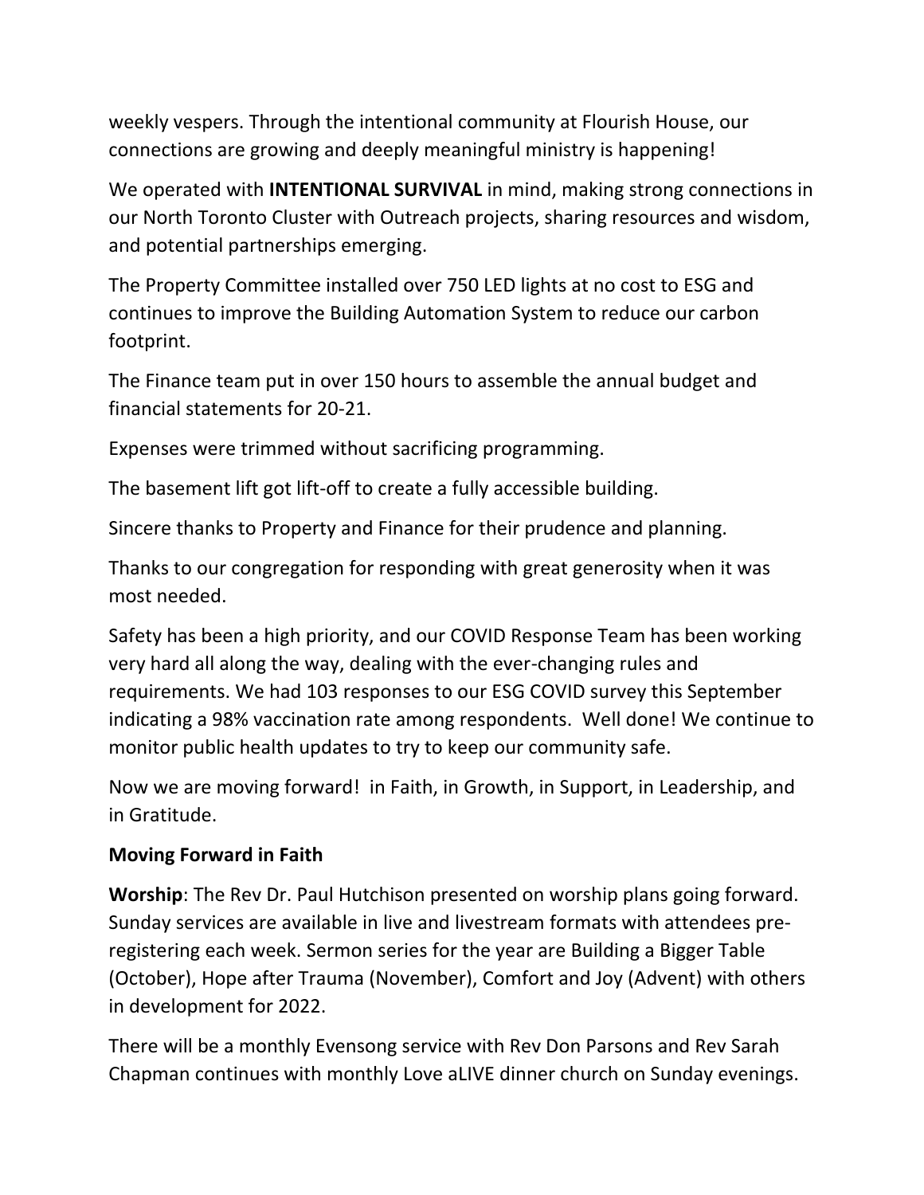weekly vespers. Through the intentional community at Flourish House, our connections are growing and deeply meaningful ministry is happening!

We operated with **INTENTIONAL SURVIVAL** in mind, making strong connections in our North Toronto Cluster with Outreach projects, sharing resources and wisdom, and potential partnerships emerging.

The Property Committee installed over 750 LED lights at no cost to ESG and continues to improve the Building Automation System to reduce our carbon footprint.

The Finance team put in over 150 hours to assemble the annual budget and financial statements for 20-21.

Expenses were trimmed without sacrificing programming.

The basement lift got lift-off to create a fully accessible building.

Sincere thanks to Property and Finance for their prudence and planning.

Thanks to our congregation for responding with great generosity when it was most needed.

Safety has been a high priority, and our COVID Response Team has been working very hard all along the way, dealing with the ever-changing rules and requirements. We had 103 responses to our ESG COVID survey this September indicating a 98% vaccination rate among respondents. Well done! We continue to monitor public health updates to try to keep our community safe.

Now we are moving forward! in Faith, in Growth, in Support, in Leadership, and in Gratitude.

**Moving Forward in Faith**

**Worship**: The Rev Dr. Paul Hutchison presented on worship plans going forward. Sunday services are available in live and livestream formats with attendees pre-registering each week. Sermon series for the year are Building a Bigger Table (October), Hope after Trauma (November), Comfort and Joy (Advent) with others in development for 2022.

There will be a monthly Evensong service with Rev Don Parsons and Rev Sarah Chapman continues with monthly Love aLIVE dinner church on Sunday evenings.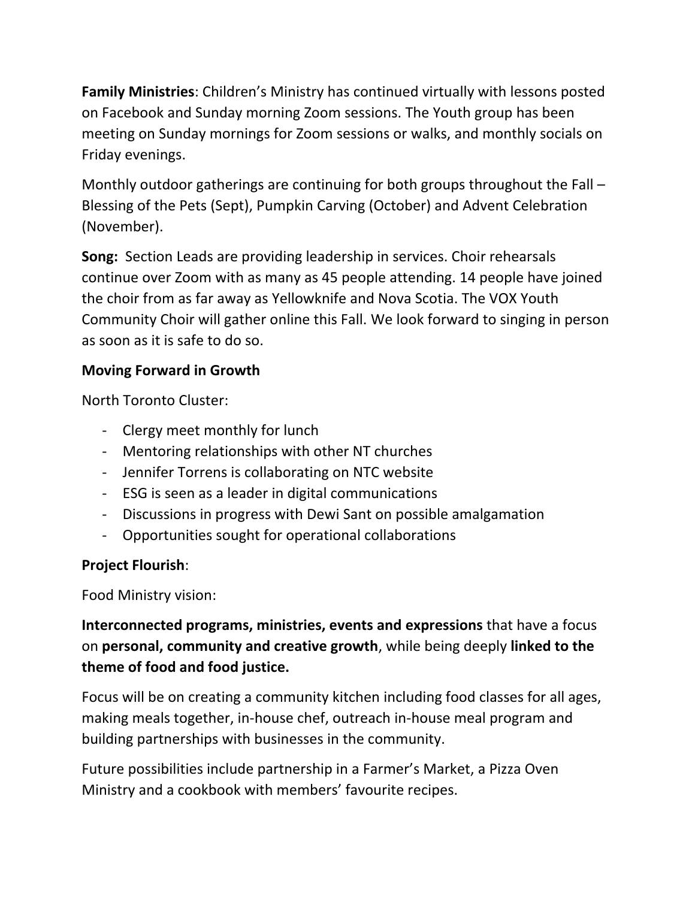**Family Ministries**: Children's Ministry has continued virtually with lessons posted on Facebook and Sunday morning Zoom sessions. The Youth group has been meeting on Sunday mornings for Zoom sessions or walks, and monthly socials on Friday evenings.

Monthly outdoor gatherings are continuing for both groups throughout the Fall – Blessing of the Pets (Sept), Pumpkin Carving (October) and Advent Celebration (November).

**Song:** Section Leads are providing leadership in services. Choir rehearsals continue over Zoom with as many as 45 people attending. 14 people have joined the choir from as far away as Yellowknife and Nova Scotia. The VOX Youth Community Choir will gather online this Fall. We look forward to singing in person as soon as it is safe to do so.

**Moving Forward in Growth**

North Toronto Cluster:

- Clergy meet monthly for lunch
- Mentoring relationships with other NT churches
- Jennifer Torrens is collaborating on NTC website
- ESG is seen as a leader in digital communications
- Discussions in progress with Dewi Sant on possible amalgamation
- Opportunities sought for operational collaborations

**Project Flourish**:

Food Ministry vision:

**Interconnected programs, ministries, events and expressions** that have a focus on **personal, community and creative growth**, while being deeply **linked to the theme of food and food justice.**

Focus will be on creating a community kitchen including food classes for all ages, making meals together, in-house chef, outreach in-house meal program and building partnerships with businesses in the community.

Future possibilities include partnership in a Farmer's Market, a Pizza Oven Ministry and a cookbook with members' favourite recipes.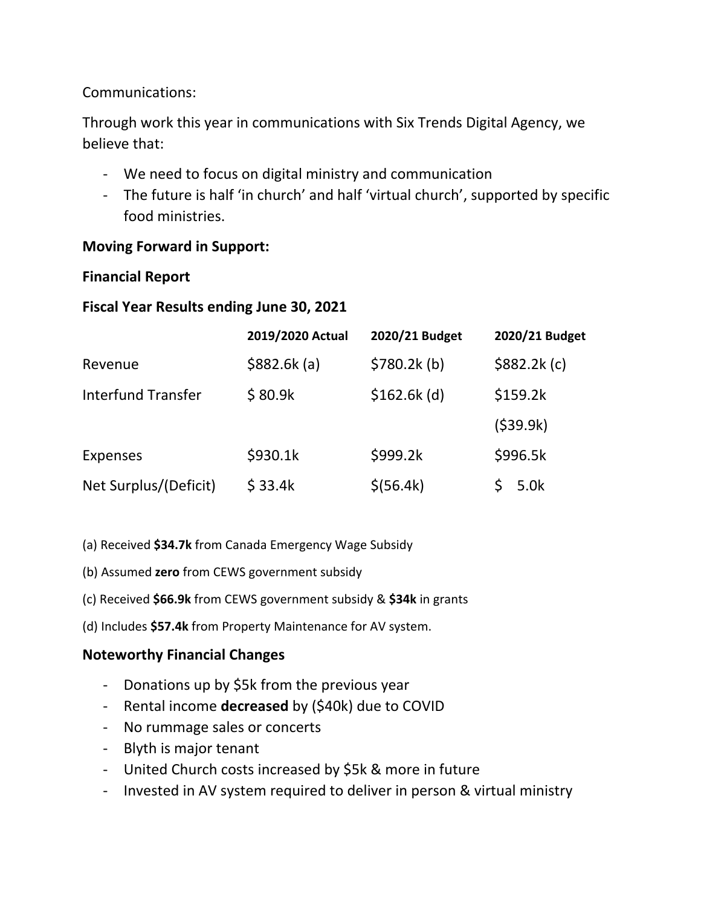Communications:

Through work this year in communications with Six Trends Digital Agency, we believe that:

- We need to focus on digital ministry and communication
- The future is half 'in church' and half 'virtual church', supported by specific food ministries.

**Moving Forward in Support:**

**Financial Report**

**Fiscal Year Results ending June 30, 2021**

| | **2019/2020 Actual** | **2020/21 Budget** | **2020/21 Budget** |
|---|---|---|---|
| Revenue | $882.6k (a) | $780.2k (b) | $882.2k (c) |
| Interfund Transfer | $ 80.9k | $162.6k (d) | $159.2k |
| | | | ($39.9k) |
| Expenses | $930.1k | $999.2k | $996.5k |
| Net Surplus/(Deficit) | $ 33.4k | $(56.4k) | $ 5.0k |

(a) Received **$34.7k** from Canada Emergency Wage Subsidy

(b) Assumed **zero** from CEWS government subsidy

(c) Received **$66.9k** from CEWS government subsidy & **$34k** in grants

(d) Includes **$57.4k** from Property Maintenance for AV system.

## Noteworthy Financial Changes

- Donations up by $5k from the previous year
- Rental income **decreased** by ($40k) due to COVID
- No rummage sales or concerts
- Blyth is major tenant
- United Church costs increased by $5k & more in future
- Invested in AV system required to deliver in person & virtual ministry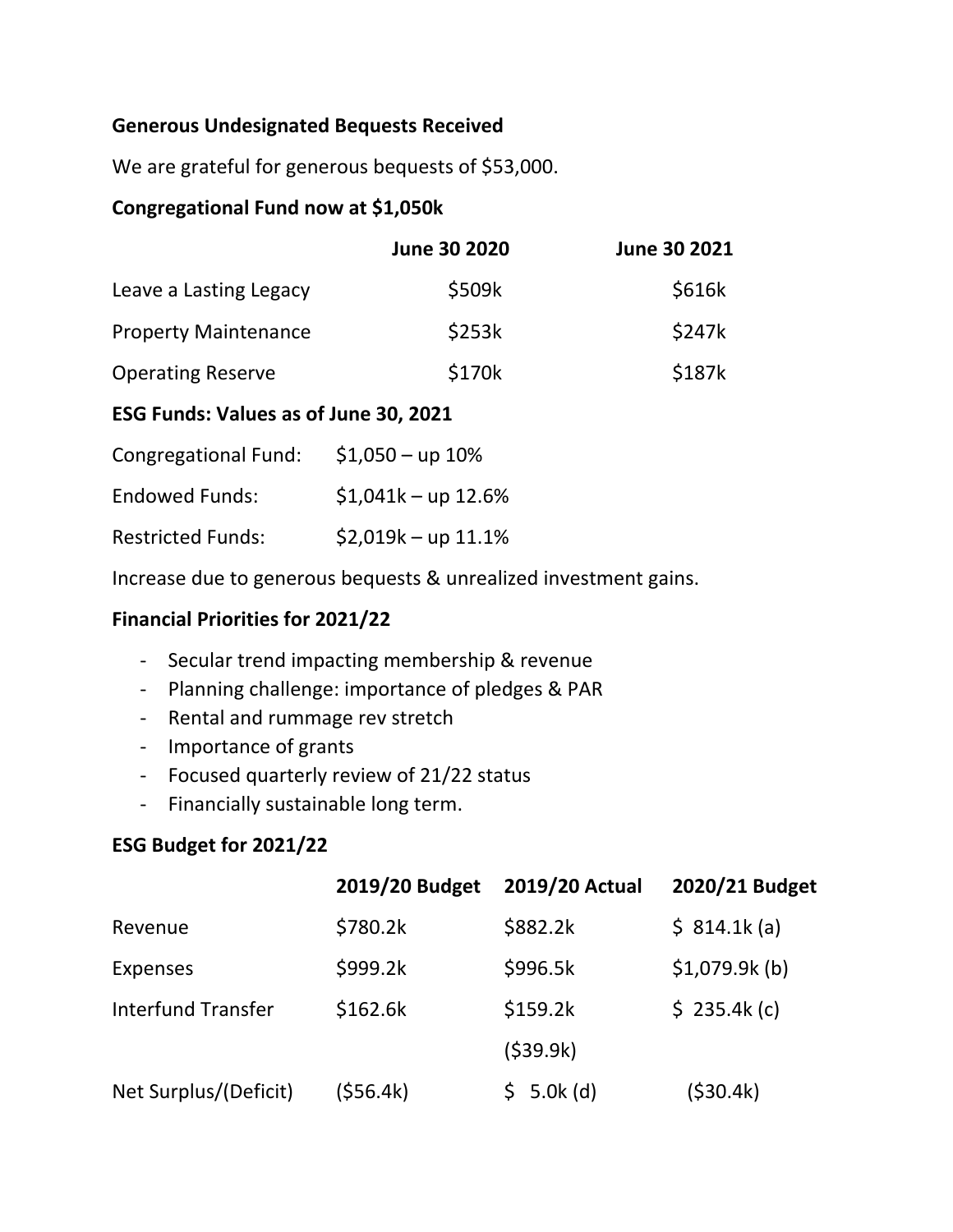**Generous Undesignated Bequests Received**

We are grateful for generous bequests of $53,000.

**Congregational Fund now at $1,050k**

| | June 30 2020 | June 30 2021 |
|---|---|---|
| Leave a Lasting Legacy | $509k | $616k |
| Property Maintenance | $253k | $247k |
| Operating Reserve | $170k | $187k |

**ESG Funds: Values as of June 30, 2021**

| | |
|---|---|
| Congregational Fund: | $1,050 – up 10% |
| Endowed Funds: | $1,041k – up 12.6% |
| Restricted Funds: | $2,019k – up 11.1% |

Increase due to generous bequests & unrealized investment gains.

**Financial Priorities for 2021/22**

- Secular trend impacting membership & revenue
- Planning challenge: importance of pledges & PAR
- Rental and rummage rev stretch
- Importance of grants
- Focused quarterly review of 21/22 status
- Financially sustainable long term.

**ESG Budget for 2021/22**

| | 2019/20 Budget | 2019/20 Actual | 2020/21 Budget |
|---|---|---|---|
| Revenue | $780.2k | $882.2k | $ 814.1k (a) |
| Expenses | $999.2k | $996.5k | $1,079.9k (b) |
| Interfund Transfer | $162.6k | $159.2k | $ 235.4k (c) |
| | | ($39.9k) | |
| Net Surplus/(Deficit) | ($56.4k) | $ 5.0k (d) | ($30.4k) |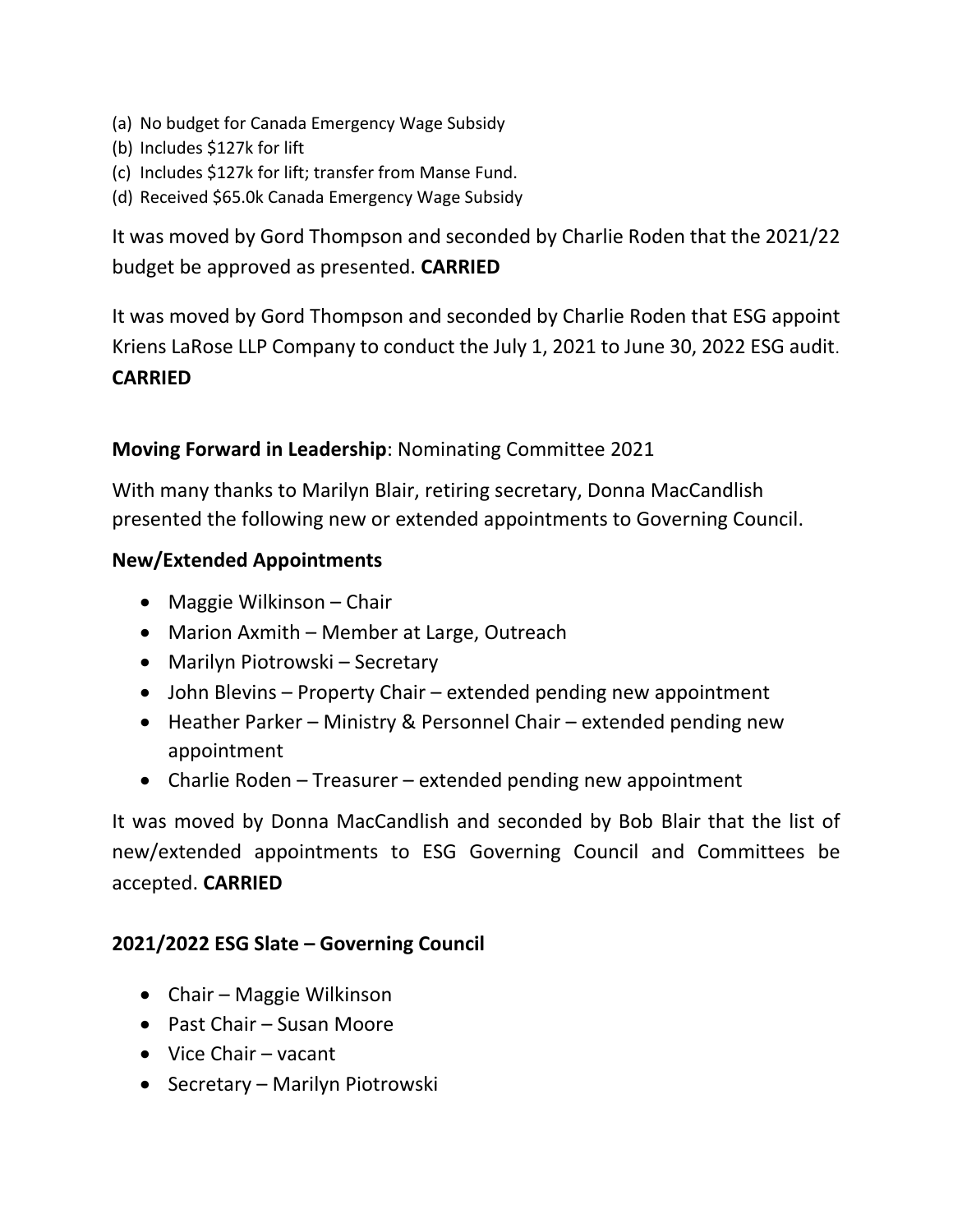(a) No budget for Canada Emergency Wage Subsidy
(b) Includes $127k for lift
(c) Includes $127k for lift; transfer from Manse Fund.
(d) Received $65.0k Canada Emergency Wage Subsidy

It was moved by Gord Thompson and seconded by Charlie Roden that the 2021/22 budget be approved as presented. **CARRIED**

It was moved by Gord Thompson and seconded by Charlie Roden that ESG appoint Kriens LaRose LLP Company to conduct the July 1, 2021 to June 30, 2022 ESG audit. **CARRIED**

**Moving Forward in Leadership**: Nominating Committee 2021

With many thanks to Marilyn Blair, retiring secretary, Donna MacCandlish presented the following new or extended appointments to Governing Council.

**New/Extended Appointments**

- Maggie Wilkinson – Chair
- Marion Axmith – Member at Large, Outreach
- Marilyn Piotrowski – Secretary
- John Blevins – Property Chair – extended pending new appointment
- Heather Parker – Ministry & Personnel Chair – extended pending new appointment
- Charlie Roden – Treasurer – extended pending new appointment

It was moved by Donna MacCandlish and seconded by Bob Blair that the list of new/extended appointments to ESG Governing Council and Committees be accepted. **CARRIED**

**2021/2022 ESG Slate – Governing Council**

- Chair – Maggie Wilkinson
- Past Chair – Susan Moore
- Vice Chair – vacant
- Secretary – Marilyn Piotrowski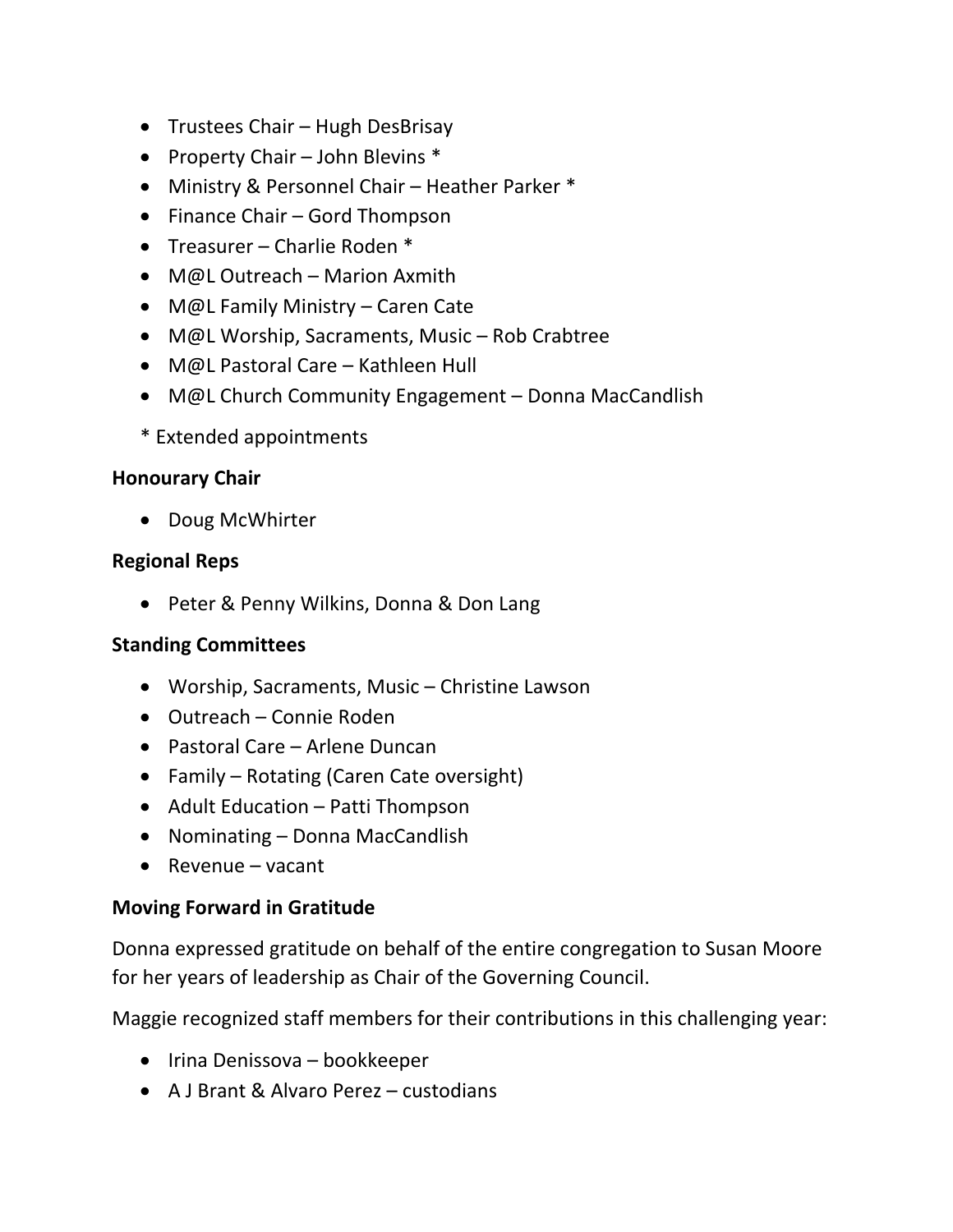- Trustees Chair – Hugh DesBrisay
- Property Chair – John Blevins *
- Ministry & Personnel Chair – Heather Parker *
- Finance Chair – Gord Thompson
- Treasurer – Charlie Roden *
- M@L Outreach – Marion Axmith
- M@L Family Ministry – Caren Cate
- M@L Worship, Sacraments, Music – Rob Crabtree
- M@L Pastoral Care – Kathleen Hull
- M@L Church Community Engagement – Donna MacCandlish

\* Extended appointments

**Honourary Chair**

- Doug McWhirter

**Regional Reps**

- Peter & Penny Wilkins, Donna & Don Lang

**Standing Committees**

- Worship, Sacraments, Music – Christine Lawson
- Outreach – Connie Roden
- Pastoral Care – Arlene Duncan
- Family – Rotating (Caren Cate oversight)
- Adult Education – Patti Thompson
- Nominating – Donna MacCandlish
- Revenue – vacant

**Moving Forward in Gratitude**

Donna expressed gratitude on behalf of the entire congregation to Susan Moore for her years of leadership as Chair of the Governing Council.

Maggie recognized staff members for their contributions in this challenging year:

- Irina Denissova – bookkeeper
- A J Brant & Alvaro Perez – custodians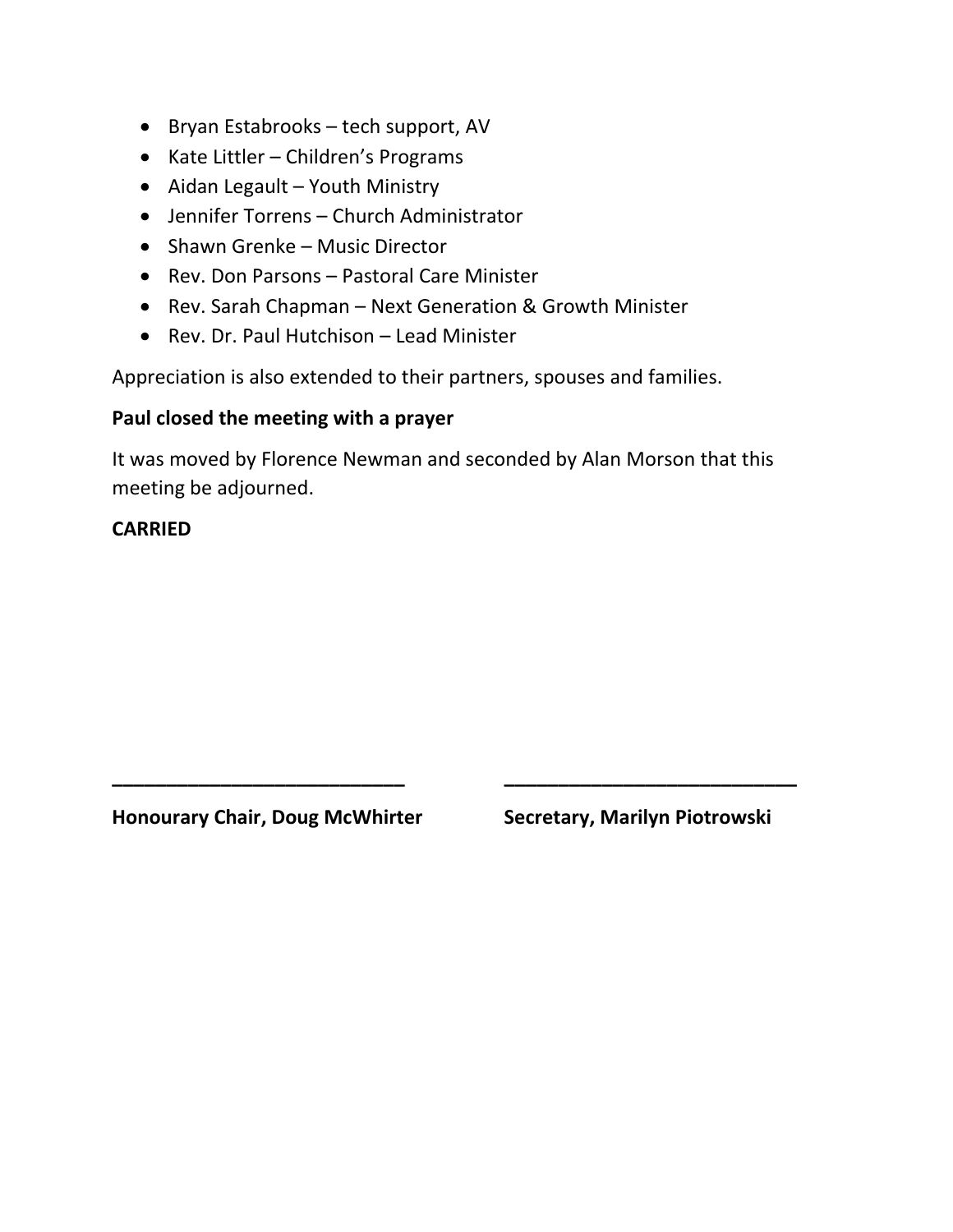- Bryan Estabrooks – tech support, AV
- Kate Littler – Children's Programs
- Aidan Legault – Youth Ministry
- Jennifer Torrens – Church Administrator
- Shawn Grenke – Music Director
- Rev. Don Parsons – Pastoral Care Minister
- Rev. Sarah Chapman – Next Generation & Growth Minister
- Rev. Dr. Paul Hutchison – Lead Minister

Appreciation is also extended to their partners, spouses and families.

**Paul closed the meeting with a prayer**

It was moved by Florence Newman and seconded by Alan Morson that this meeting be adjourned.

**CARRIED**

____________________________ ____________________________

**Honourary Chair, Doug McWhirter** **Secretary, Marilyn Piotrowski**